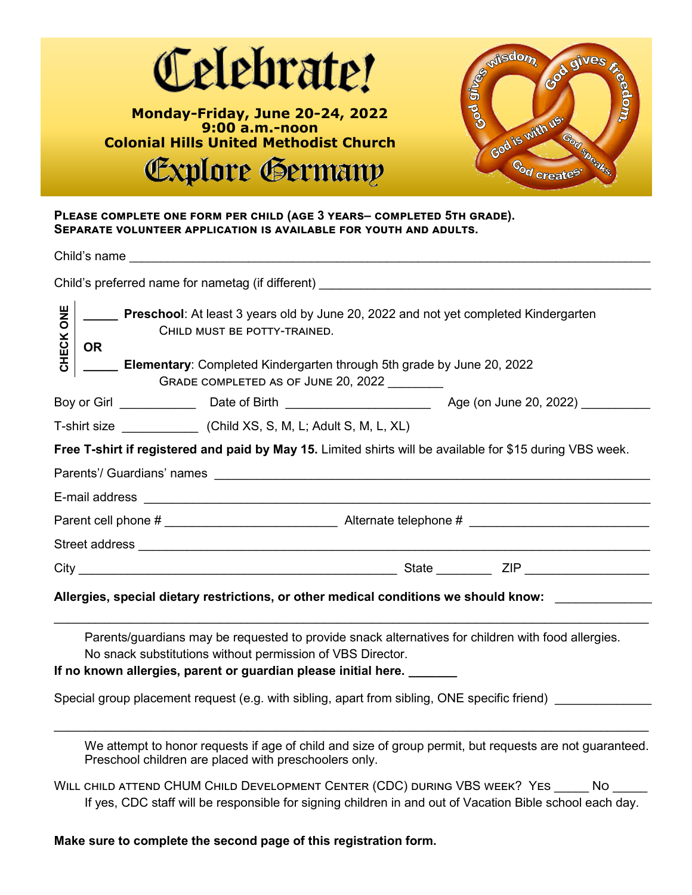# Celebrate!

**Monday-Friday, June 20-24, 2022**
**9:00 a.m.-noon**
**Colonial Hills United Methodist Church**

# Explore Germany

God gives wisdom. God gives freedom. God is with us. God speaks. God creates.

**PLEASE COMPLETE ONE FORM PER CHILD (AGE 3 YEARS– COMPLETED 5TH GRADE).**
**SEPARATE VOLUNTEER APPLICATION IS AVAILABLE FOR YOUTH AND ADULTS.**

Child's name ________________________________________________________________

Child's preferred name for nametag (if different) ____________________________________

**CHECK ONE**

_____ **Preschool**: At least 3 years old by June 20, 2022 and not yet completed Kindergarten
CHILD MUST BE POTTY-TRAINED.

**OR**

_____ **Elementary**: Completed Kindergarten through 5th grade by June 20, 2022
GRADE COMPLETED AS OF JUNE 20, 2022 ________

Boy or Girl ___________ Date of Birth ____________________ Age (on June 20, 2022) __________

T-shirt size ___________ (Child XS, S, M, L; Adult S, M, L, XL)

**Free T-shirt if registered and paid by May 15.** Limited shirts will be available for $15 during VBS week.

Parents'/ Guardians' names ______________________________________________________

E-mail address ________________________________________________________________

Parent cell phone # ________________________ Alternate telephone # ________________________

Street address ________________________________________________________________

City ____________________________________________ State ________ ZIP __________________

**Allergies, special dietary restrictions, or other medical conditions we should know:** ______________

______________________________________________________________________________

Parents/guardians may be requested to provide snack alternatives for children with food allergies. No snack substitutions without permission of VBS Director.

**If no known allergies, parent or guardian please initial here. _______**

Special group placement request (e.g. with sibling, apart from sibling, ONE specific friend) ______________

______________________________________________________________________________

We attempt to honor requests if age of child and size of group permit, but requests are not guaranteed. Preschool children are placed with preschoolers only.

WILL CHILD ATTEND CHUM CHILD DEVELOPMENT CENTER (CDC) DURING VBS WEEK? YES _____ NO _____
If yes, CDC staff will be responsible for signing children in and out of Vacation Bible school each day.

**Make sure to complete the second page of this registration form.**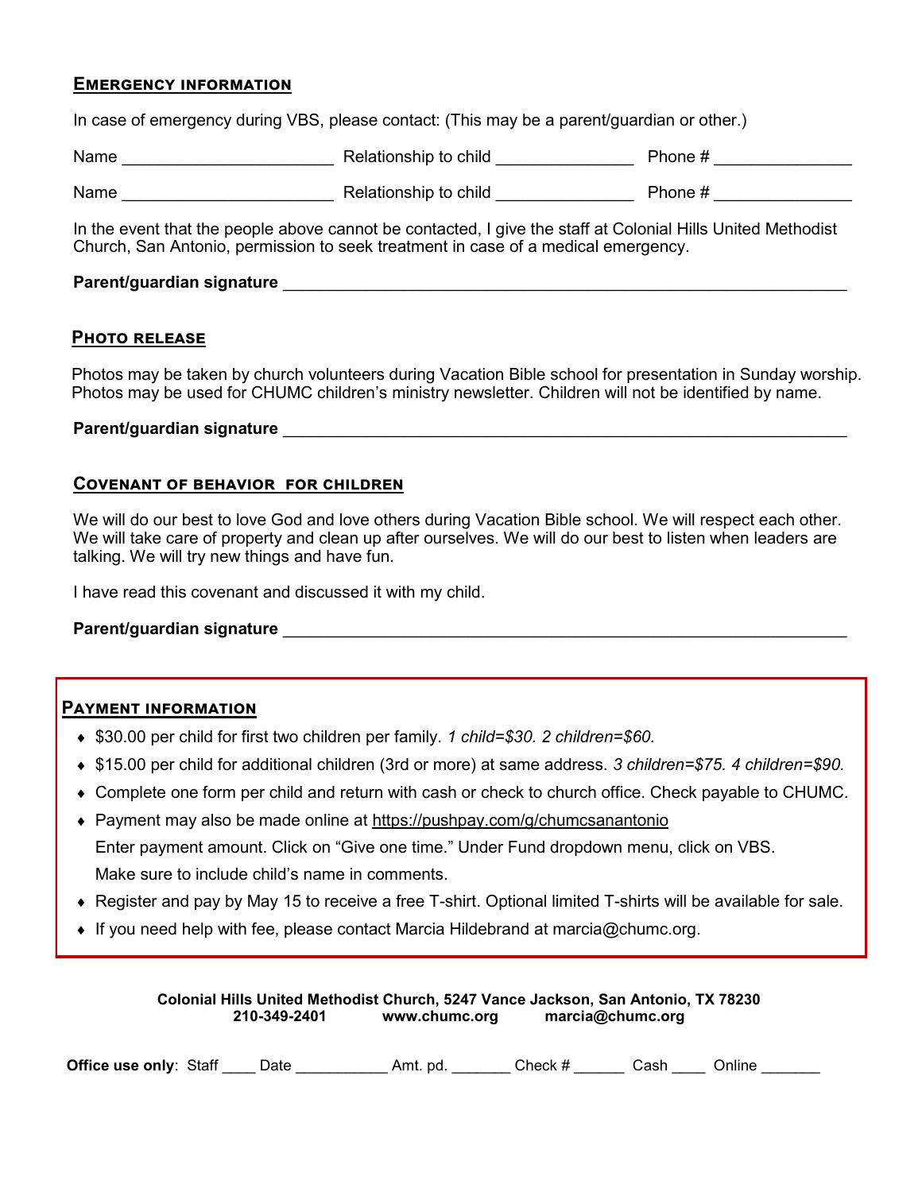## Emergency information

In case of emergency during VBS, please contact: (This may be a parent/guardian or other.)

Name ______________________ Relationship to child _______________ Phone # _______________

Name ______________________ Relationship to child _______________ Phone # _______________

In the event that the people above cannot be contacted, I give the staff at Colonial Hills United Methodist Church, San Antonio, permission to seek treatment in case of a medical emergency.

**Parent/guardian signature** ______________________________________________________________

## Photo release

Photos may be taken by church volunteers during Vacation Bible school for presentation in Sunday worship. Photos may be used for CHUMC children's ministry newsletter. Children will not be identified by name.

**Parent/guardian signature** ______________________________________________________________

## Covenant of behavior for children

We will do our best to love God and love others during Vacation Bible school. We will respect each other. We will take care of property and clean up after ourselves. We will do our best to listen when leaders are talking. We will try new things and have fun.

I have read this covenant and discussed it with my child.

**Parent/guardian signature** ______________________________________________________________

## Payment information

- $30.00 per child for first two children per family. *1 child=$30. 2 children=$60.*
- $15.00 per child for additional children (3rd or more) at same address. *3 children=$75. 4 children=$90.*
- Complete one form per child and return with cash or check to church office. Check payable to CHUMC.
- Payment may also be made online at https://pushpay.com/g/chumcsanantonio
  Enter payment amount. Click on "Give one time." Under Fund dropdown menu, click on VBS.
  Make sure to include child's name in comments.
- Register and pay by May 15 to receive a free T-shirt. Optional limited T-shirts will be available for sale.
- If you need help with fee, please contact Marcia Hildebrand at marcia@chumc.org.

**Colonial Hills United Methodist Church, 5247 Vance Jackson, San Antonio, TX 78230**
**210-349-2401 www.chumc.org marcia@chumc.org**

**Office use only**: Staff ____ Date ___________ Amt. pd. _______ Check # ______ Cash ____ Online _______